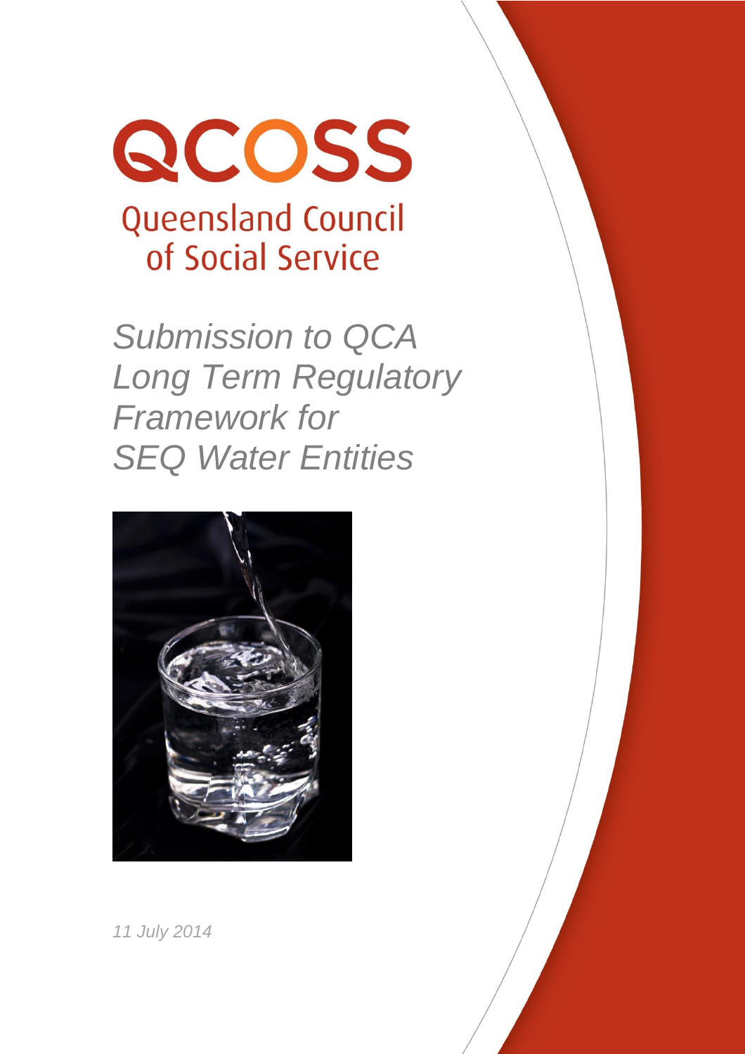QCOSS

Queensland Council of Social Service

*Submission to QCA Long Term Regulatory Framework for SEQ Water Entities*

*11 July 2014*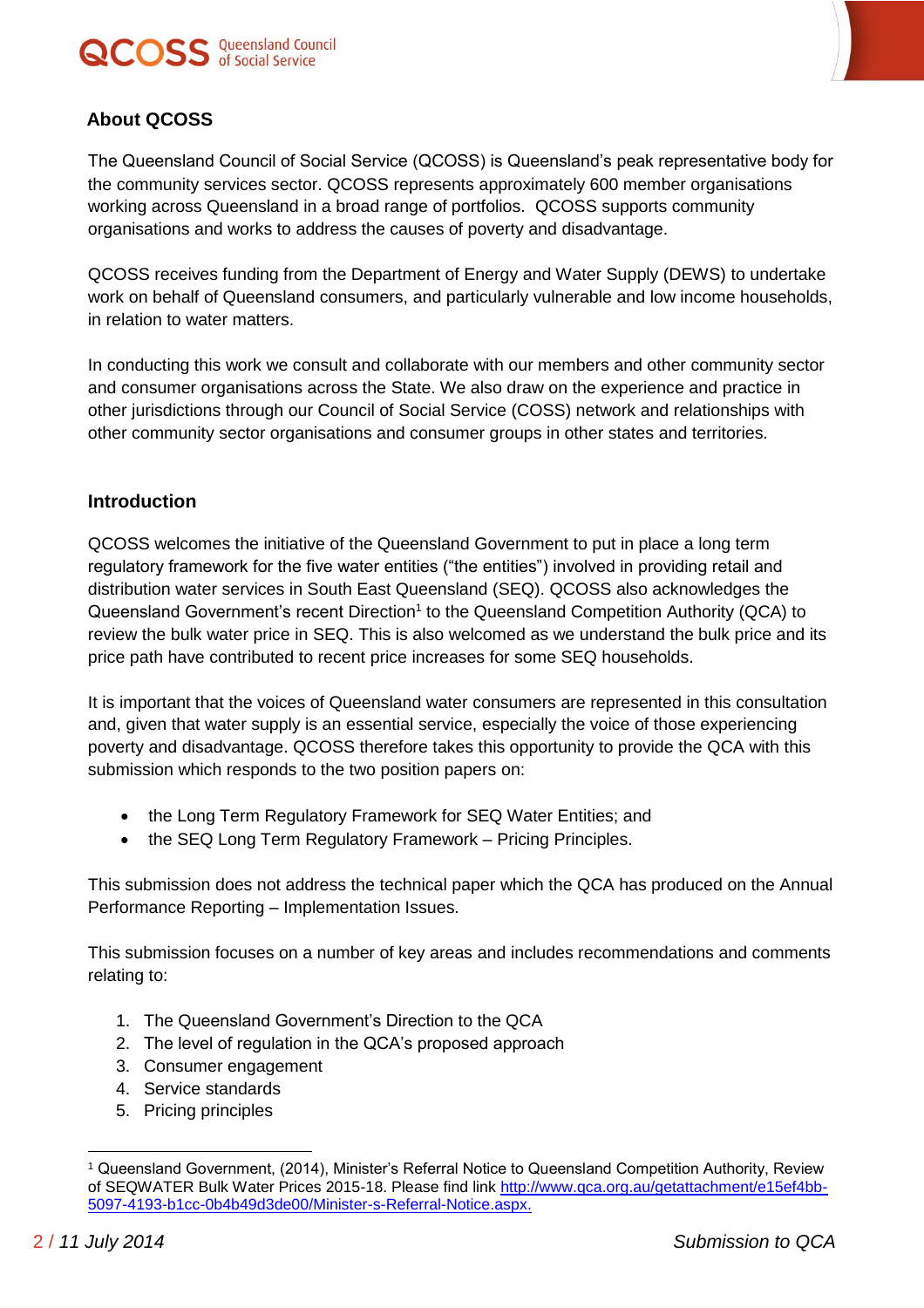## About QCOSS

The Queensland Council of Social Service (QCOSS) is Queensland's peak representative body for the community services sector. QCOSS represents approximately 600 member organisations working across Queensland in a broad range of portfolios. QCOSS supports community organisations and works to address the causes of poverty and disadvantage.

QCOSS receives funding from the Department of Energy and Water Supply (DEWS) to undertake work on behalf of Queensland consumers, and particularly vulnerable and low income households, in relation to water matters.

In conducting this work we consult and collaborate with our members and other community sector and consumer organisations across the State. We also draw on the experience and practice in other jurisdictions through our Council of Social Service (COSS) network and relationships with other community sector organisations and consumer groups in other states and territories.

## Introduction

QCOSS welcomes the initiative of the Queensland Government to put in place a long term regulatory framework for the five water entities ("the entities") involved in providing retail and distribution water services in South East Queensland (SEQ). QCOSS also acknowledges the Queensland Government's recent Direction[1] to the Queensland Competition Authority (QCA) to review the bulk water price in SEQ. This is also welcomed as we understand the bulk price and its price path have contributed to recent price increases for some SEQ households.

It is important that the voices of Queensland water consumers are represented in this consultation and, given that water supply is an essential service, especially the voice of those experiencing poverty and disadvantage. QCOSS therefore takes this opportunity to provide the QCA with this submission which responds to the two position papers on:

- the Long Term Regulatory Framework for SEQ Water Entities; and
- the SEQ Long Term Regulatory Framework – Pricing Principles.

This submission does not address the technical paper which the QCA has produced on the Annual Performance Reporting – Implementation Issues.

This submission focuses on a number of key areas and includes recommendations and comments relating to:

1. The Queensland Government's Direction to the QCA
2. The level of regulation in the QCA's proposed approach
3. Consumer engagement
4. Service standards
5. Pricing principles

[1] Queensland Government, (2014), Minister's Referral Notice to Queensland Competition Authority, Review of SEQWATER Bulk Water Prices 2015-18. Please find link http://www.qca.org.au/getattachment/e15ef4bb-5097-4193-b1cc-0b4b49d3de00/Minister-s-Referral-Notice.aspx.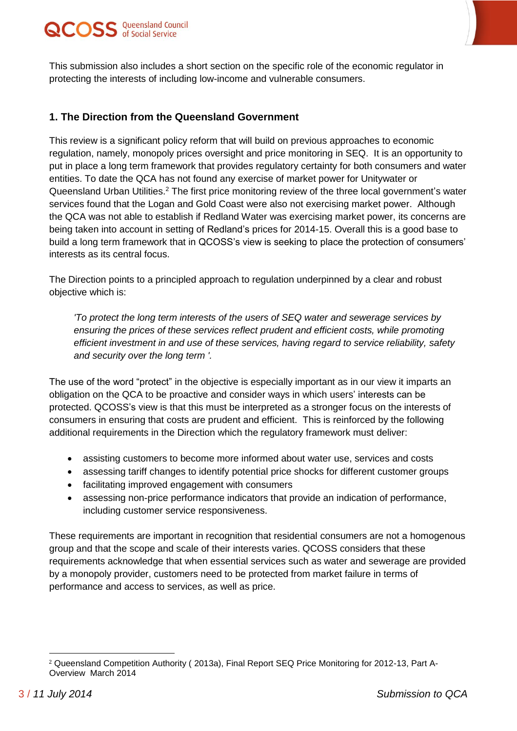This submission also includes a short section on the specific role of the economic regulator in protecting the interests of including low-income and vulnerable consumers.

## 1. The Direction from the Queensland Government

This review is a significant policy reform that will build on previous approaches to economic regulation, namely, monopoly prices oversight and price monitoring in SEQ. It is an opportunity to put in place a long term framework that provides regulatory certainty for both consumers and water entities. To date the QCA has not found any exercise of market power for Unitywater or Queensland Urban Utilities.[2] The first price monitoring review of the three local government's water services found that the Logan and Gold Coast were also not exercising market power. Although the QCA was not able to establish if Redland Water was exercising market power, its concerns are being taken into account in setting of Redland's prices for 2014-15. Overall this is a good base to build a long term framework that in QCOSS's view is seeking to place the protection of consumers' interests as its central focus.

The Direction points to a principled approach to regulation underpinned by a clear and robust objective which is:

> *'To protect the long term interests of the users of SEQ water and sewerage services by ensuring the prices of these services reflect prudent and efficient costs, while promoting efficient investment in and use of these services, having regard to service reliability, safety and security over the long term '.*

The use of the word "protect" in the objective is especially important as in our view it imparts an obligation on the QCA to be proactive and consider ways in which users' interests can be protected. QCOSS's view is that this must be interpreted as a stronger focus on the interests of consumers in ensuring that costs are prudent and efficient. This is reinforced by the following additional requirements in the Direction which the regulatory framework must deliver:

- assisting customers to become more informed about water use, services and costs
- assessing tariff changes to identify potential price shocks for different customer groups
- facilitating improved engagement with consumers
- assessing non-price performance indicators that provide an indication of performance, including customer service responsiveness.

These requirements are important in recognition that residential consumers are not a homogenous group and that the scope and scale of their interests varies. QCOSS considers that these requirements acknowledge that when essential services such as water and sewerage are provided by a monopoly provider, customers need to be protected from market failure in terms of performance and access to services, as well as price.

---

[2] Queensland Competition Authority ( 2013a), Final Report SEQ Price Monitoring for 2012-13, Part A-Overview March 2014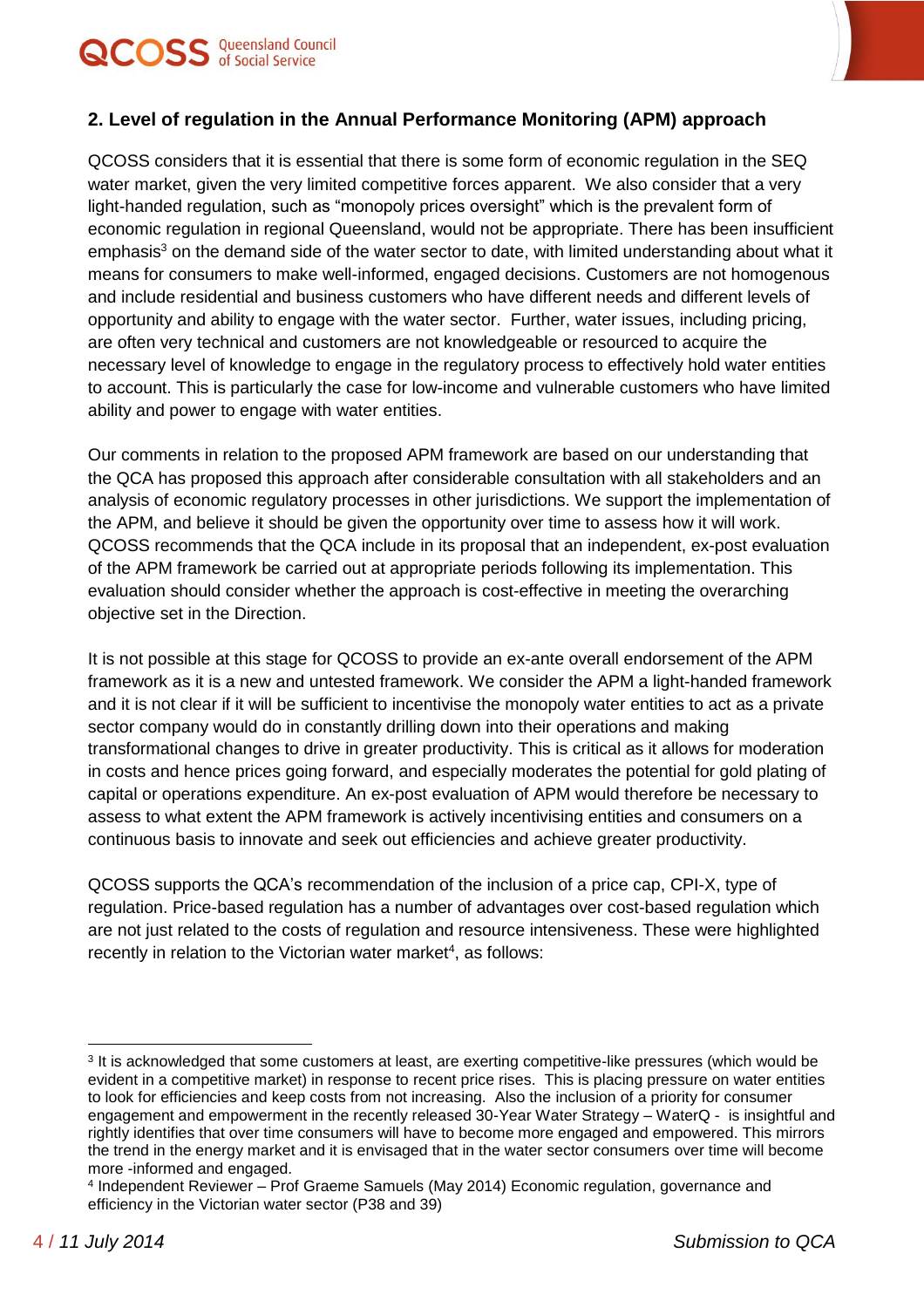## 2. Level of regulation in the Annual Performance Monitoring (APM) approach

QCOSS considers that it is essential that there is some form of economic regulation in the SEQ water market, given the very limited competitive forces apparent. We also consider that a very light-handed regulation, such as "monopoly prices oversight" which is the prevalent form of economic regulation in regional Queensland, would not be appropriate. There has been insufficient emphasis[3] on the demand side of the water sector to date, with limited understanding about what it means for consumers to make well-informed, engaged decisions. Customers are not homogenous and include residential and business customers who have different needs and different levels of opportunity and ability to engage with the water sector. Further, water issues, including pricing, are often very technical and customers are not knowledgeable or resourced to acquire the necessary level of knowledge to engage in the regulatory process to effectively hold water entities to account. This is particularly the case for low-income and vulnerable customers who have limited ability and power to engage with water entities.

Our comments in relation to the proposed APM framework are based on our understanding that the QCA has proposed this approach after considerable consultation with all stakeholders and an analysis of economic regulatory processes in other jurisdictions. We support the implementation of the APM, and believe it should be given the opportunity over time to assess how it will work. QCOSS recommends that the QCA include in its proposal that an independent, ex-post evaluation of the APM framework be carried out at appropriate periods following its implementation. This evaluation should consider whether the approach is cost-effective in meeting the overarching objective set in the Direction.

It is not possible at this stage for QCOSS to provide an ex-ante overall endorsement of the APM framework as it is a new and untested framework. We consider the APM a light-handed framework and it is not clear if it will be sufficient to incentivise the monopoly water entities to act as a private sector company would do in constantly drilling down into their operations and making transformational changes to drive in greater productivity. This is critical as it allows for moderation in costs and hence prices going forward, and especially moderates the potential for gold plating of capital or operations expenditure. An ex-post evaluation of APM would therefore be necessary to assess to what extent the APM framework is actively incentivising entities and consumers on a continuous basis to innovate and seek out efficiencies and achieve greater productivity.

QCOSS supports the QCA's recommendation of the inclusion of a price cap, CPI-X, type of regulation. Price-based regulation has a number of advantages over cost-based regulation which are not just related to the costs of regulation and resource intensiveness. These were highlighted recently in relation to the Victorian water market[4], as follows:

---

[3] It is acknowledged that some customers at least, are exerting competitive-like pressures (which would be evident in a competitive market) in response to recent price rises. This is placing pressure on water entities to look for efficiencies and keep costs from not increasing. Also the inclusion of a priority for consumer engagement and empowerment in the recently released 30-Year Water Strategy – WaterQ - is insightful and rightly identifies that over time consumers will have to become more engaged and empowered. This mirrors the trend in the energy market and it is envisaged that in the water sector consumers over time will become more -informed and engaged.

[4] Independent Reviewer – Prof Graeme Samuels (May 2014) Economic regulation, governance and efficiency in the Victorian water sector (P38 and 39)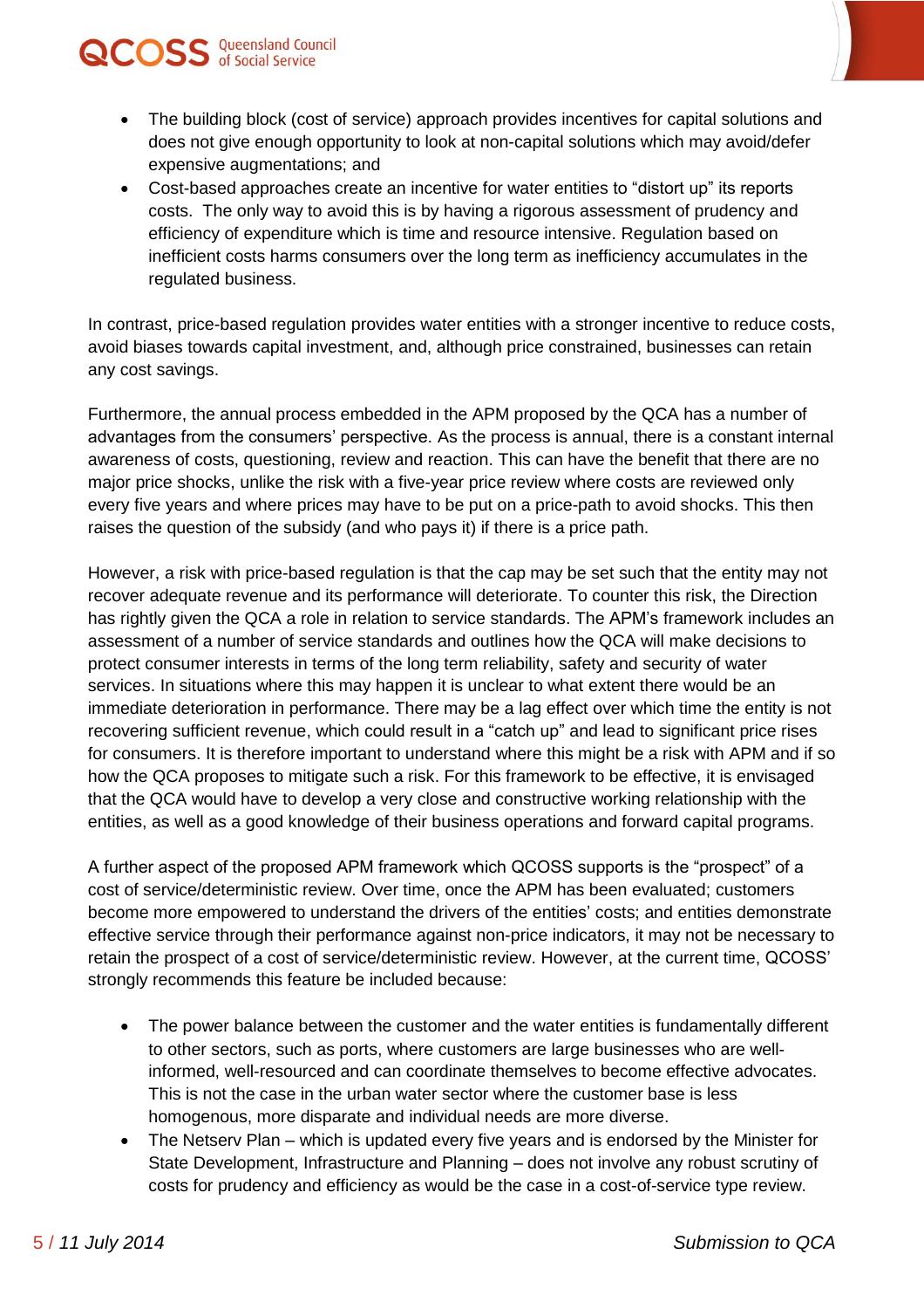- The building block (cost of service) approach provides incentives for capital solutions and does not give enough opportunity to look at non-capital solutions which may avoid/defer expensive augmentations; and
- Cost-based approaches create an incentive for water entities to "distort up" its reports costs. The only way to avoid this is by having a rigorous assessment of prudency and efficiency of expenditure which is time and resource intensive. Regulation based on inefficient costs harms consumers over the long term as inefficiency accumulates in the regulated business.

In contrast, price-based regulation provides water entities with a stronger incentive to reduce costs, avoid biases towards capital investment, and, although price constrained, businesses can retain any cost savings.

Furthermore, the annual process embedded in the APM proposed by the QCA has a number of advantages from the consumers' perspective. As the process is annual, there is a constant internal awareness of costs, questioning, review and reaction. This can have the benefit that there are no major price shocks, unlike the risk with a five-year price review where costs are reviewed only every five years and where prices may have to be put on a price-path to avoid shocks. This then raises the question of the subsidy (and who pays it) if there is a price path.

However, a risk with price-based regulation is that the cap may be set such that the entity may not recover adequate revenue and its performance will deteriorate. To counter this risk, the Direction has rightly given the QCA a role in relation to service standards. The APM's framework includes an assessment of a number of service standards and outlines how the QCA will make decisions to protect consumer interests in terms of the long term reliability, safety and security of water services. In situations where this may happen it is unclear to what extent there would be an immediate deterioration in performance. There may be a lag effect over which time the entity is not recovering sufficient revenue, which could result in a "catch up" and lead to significant price rises for consumers. It is therefore important to understand where this might be a risk with APM and if so how the QCA proposes to mitigate such a risk. For this framework to be effective, it is envisaged that the QCA would have to develop a very close and constructive working relationship with the entities, as well as a good knowledge of their business operations and forward capital programs.

A further aspect of the proposed APM framework which QCOSS supports is the "prospect" of a cost of service/deterministic review. Over time, once the APM has been evaluated; customers become more empowered to understand the drivers of the entities' costs; and entities demonstrate effective service through their performance against non-price indicators, it may not be necessary to retain the prospect of a cost of service/deterministic review. However, at the current time, QCOSS' strongly recommends this feature be included because:

- The power balance between the customer and the water entities is fundamentally different to other sectors, such as ports, where customers are large businesses who are well-informed, well-resourced and can coordinate themselves to become effective advocates. This is not the case in the urban water sector where the customer base is less homogenous, more disparate and individual needs are more diverse.
- The Netserv Plan – which is updated every five years and is endorsed by the Minister for State Development, Infrastructure and Planning – does not involve any robust scrutiny of costs for prudency and efficiency as would be the case in a cost-of-service type review.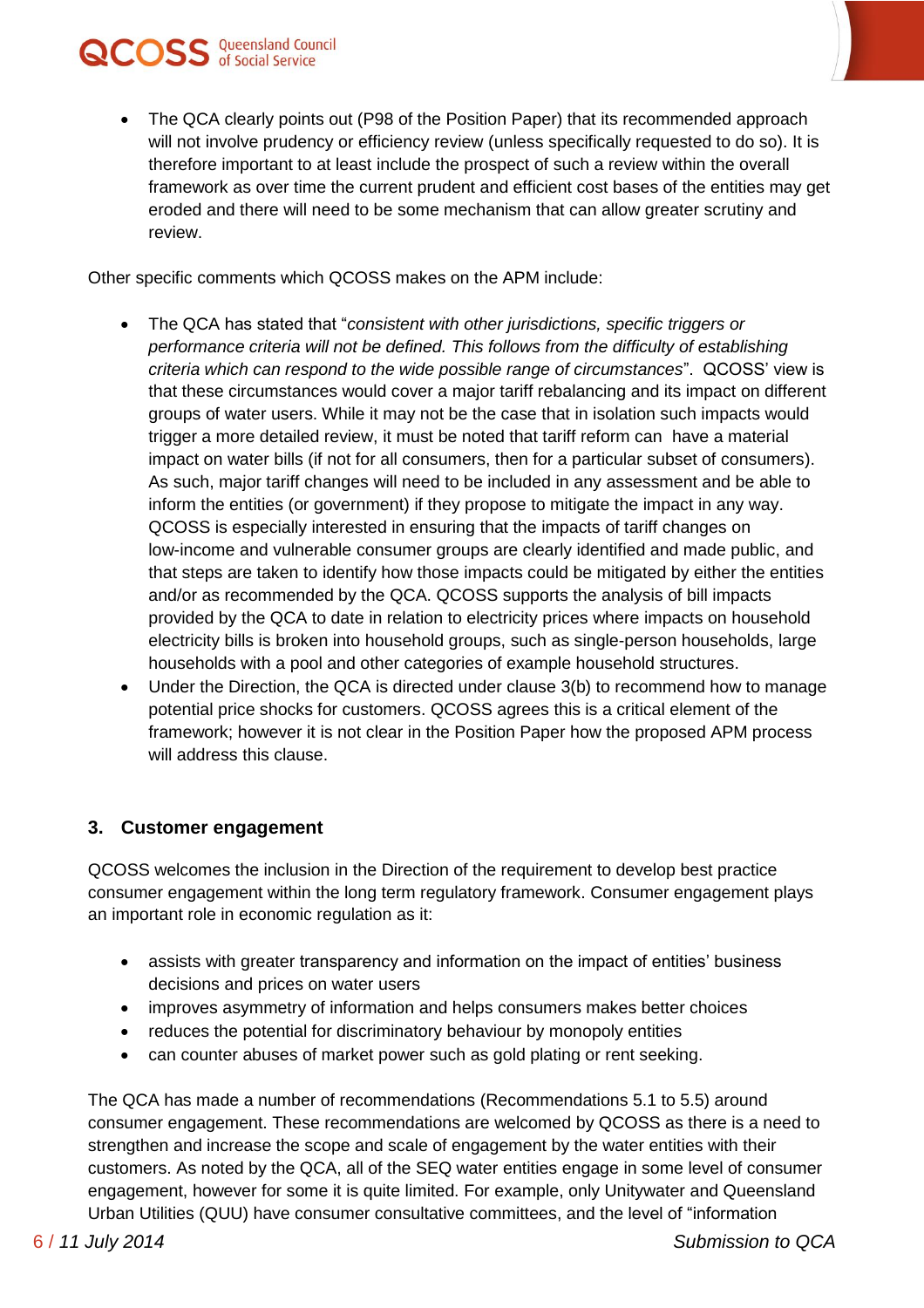- The QCA clearly points out (P98 of the Position Paper) that its recommended approach will not involve prudency or efficiency review (unless specifically requested to do so). It is therefore important to at least include the prospect of such a review within the overall framework as over time the current prudent and efficient cost bases of the entities may get eroded and there will need to be some mechanism that can allow greater scrutiny and review.

Other specific comments which QCOSS makes on the APM include:

- The QCA has stated that "*consistent with other jurisdictions, specific triggers or performance criteria will not be defined. This follows from the difficulty of establishing criteria which can respond to the wide possible range of circumstances*". QCOSS' view is that these circumstances would cover a major tariff rebalancing and its impact on different groups of water users. While it may not be the case that in isolation such impacts would trigger a more detailed review, it must be noted that tariff reform can have a material impact on water bills (if not for all consumers, then for a particular subset of consumers). As such, major tariff changes will need to be included in any assessment and be able to inform the entities (or government) if they propose to mitigate the impact in any way. QCOSS is especially interested in ensuring that the impacts of tariff changes on low-income and vulnerable consumer groups are clearly identified and made public, and that steps are taken to identify how those impacts could be mitigated by either the entities and/or as recommended by the QCA. QCOSS supports the analysis of bill impacts provided by the QCA to date in relation to electricity prices where impacts on household electricity bills is broken into household groups, such as single-person households, large households with a pool and other categories of example household structures.
- Under the Direction, the QCA is directed under clause 3(b) to recommend how to manage potential price shocks for customers. QCOSS agrees this is a critical element of the framework; however it is not clear in the Position Paper how the proposed APM process will address this clause.

## 3. Customer engagement

QCOSS welcomes the inclusion in the Direction of the requirement to develop best practice consumer engagement within the long term regulatory framework. Consumer engagement plays an important role in economic regulation as it:

- assists with greater transparency and information on the impact of entities' business decisions and prices on water users
- improves asymmetry of information and helps consumers makes better choices
- reduces the potential for discriminatory behaviour by monopoly entities
- can counter abuses of market power such as gold plating or rent seeking.

The QCA has made a number of recommendations (Recommendations 5.1 to 5.5) around consumer engagement. These recommendations are welcomed by QCOSS as there is a need to strengthen and increase the scope and scale of engagement by the water entities with their customers. As noted by the QCA, all of the SEQ water entities engage in some level of consumer engagement, however for some it is quite limited. For example, only Unitywater and Queensland Urban Utilities (QUU) have consumer consultative committees, and the level of "information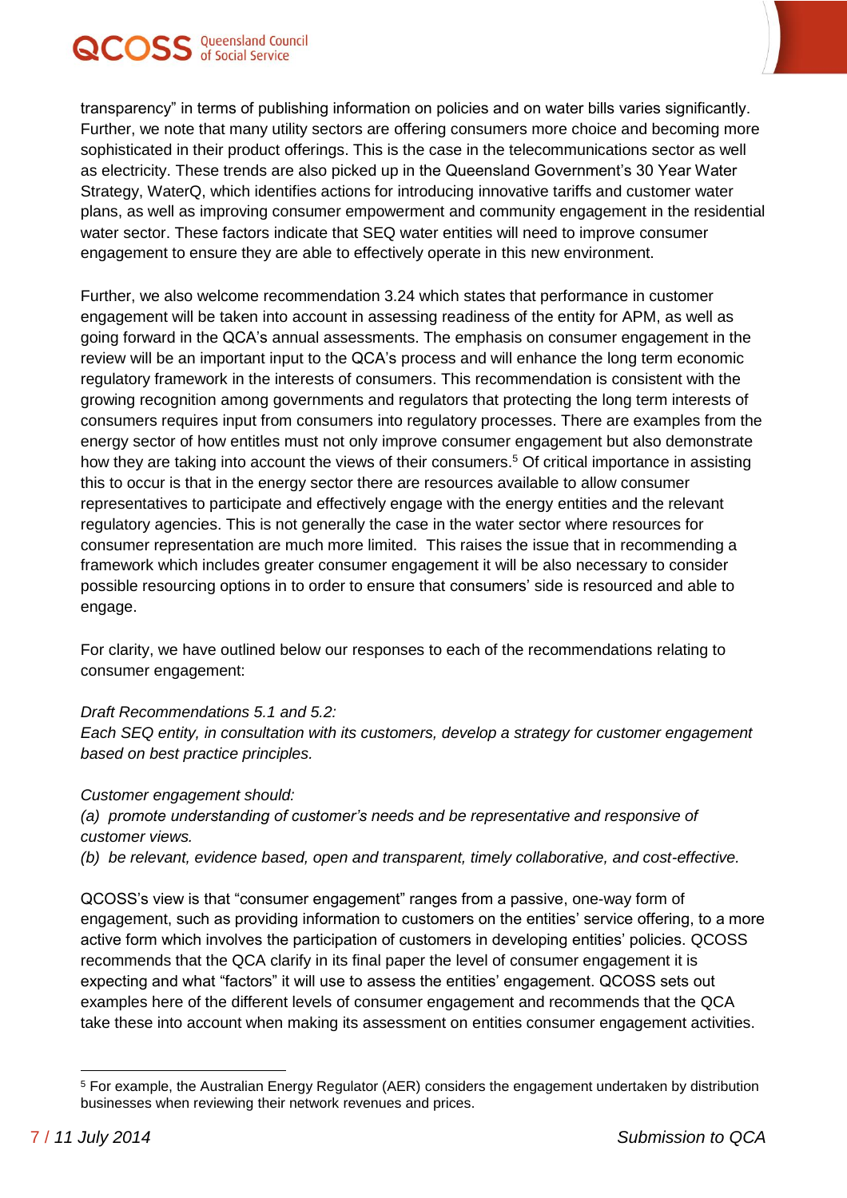transparency" in terms of publishing information on policies and on water bills varies significantly. Further, we note that many utility sectors are offering consumers more choice and becoming more sophisticated in their product offerings. This is the case in the telecommunications sector as well as electricity. These trends are also picked up in the Queensland Government's 30 Year Water Strategy, WaterQ, which identifies actions for introducing innovative tariffs and customer water plans, as well as improving consumer empowerment and community engagement in the residential water sector. These factors indicate that SEQ water entities will need to improve consumer engagement to ensure they are able to effectively operate in this new environment.

Further, we also welcome recommendation 3.24 which states that performance in customer engagement will be taken into account in assessing readiness of the entity for APM, as well as going forward in the QCA's annual assessments. The emphasis on consumer engagement in the review will be an important input to the QCA's process and will enhance the long term economic regulatory framework in the interests of consumers. This recommendation is consistent with the growing recognition among governments and regulators that protecting the long term interests of consumers requires input from consumers into regulatory processes. There are examples from the energy sector of how entitles must not only improve consumer engagement but also demonstrate how they are taking into account the views of their consumers.[5] Of critical importance in assisting this to occur is that in the energy sector there are resources available to allow consumer representatives to participate and effectively engage with the energy entities and the relevant regulatory agencies. This is not generally the case in the water sector where resources for consumer representation are much more limited. This raises the issue that in recommending a framework which includes greater consumer engagement it will be also necessary to consider possible resourcing options in to order to ensure that consumers' side is resourced and able to engage.

For clarity, we have outlined below our responses to each of the recommendations relating to consumer engagement:

*Draft Recommendations 5.1 and 5.2:*
*Each SEQ entity, in consultation with its customers, develop a strategy for customer engagement based on best practice principles.*

*Customer engagement should:*
*(a) promote understanding of customer's needs and be representative and responsive of customer views.*
*(b) be relevant, evidence based, open and transparent, timely collaborative, and cost-effective.*

QCOSS's view is that "consumer engagement" ranges from a passive, one-way form of engagement, such as providing information to customers on the entities' service offering, to a more active form which involves the participation of customers in developing entities' policies. QCOSS recommends that the QCA clarify in its final paper the level of consumer engagement it is expecting and what "factors" it will use to assess the entities' engagement. QCOSS sets out examples here of the different levels of consumer engagement and recommends that the QCA take these into account when making its assessment on entities consumer engagement activities.

[5] For example, the Australian Energy Regulator (AER) considers the engagement undertaken by distribution businesses when reviewing their network revenues and prices.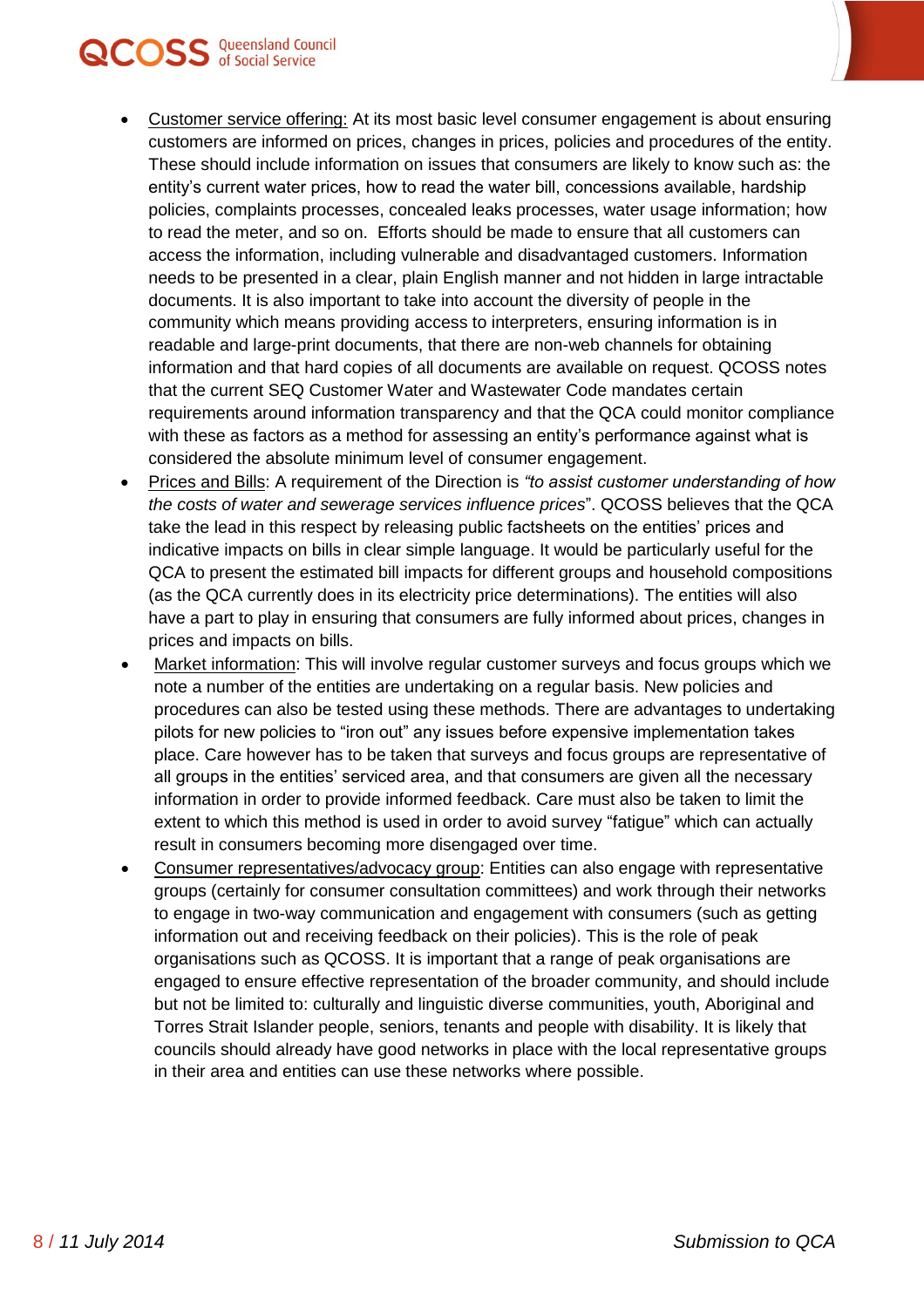- Customer service offering: At its most basic level consumer engagement is about ensuring customers are informed on prices, changes in prices, policies and procedures of the entity. These should include information on issues that consumers are likely to know such as: the entity's current water prices, how to read the water bill, concessions available, hardship policies, complaints processes, concealed leaks processes, water usage information; how to read the meter, and so on. Efforts should be made to ensure that all customers can access the information, including vulnerable and disadvantaged customers. Information needs to be presented in a clear, plain English manner and not hidden in large intractable documents. It is also important to take into account the diversity of people in the community which means providing access to interpreters, ensuring information is in readable and large-print documents, that there are non-web channels for obtaining information and that hard copies of all documents are available on request. QCOSS notes that the current SEQ Customer Water and Wastewater Code mandates certain requirements around information transparency and that the QCA could monitor compliance with these as factors as a method for assessing an entity's performance against what is considered the absolute minimum level of consumer engagement.
- Prices and Bills: A requirement of the Direction is *"to assist customer understanding of how the costs of water and sewerage services influence prices*". QCOSS believes that the QCA take the lead in this respect by releasing public factsheets on the entities' prices and indicative impacts on bills in clear simple language. It would be particularly useful for the QCA to present the estimated bill impacts for different groups and household compositions (as the QCA currently does in its electricity price determinations). The entities will also have a part to play in ensuring that consumers are fully informed about prices, changes in prices and impacts on bills.
- Market information: This will involve regular customer surveys and focus groups which we note a number of the entities are undertaking on a regular basis. New policies and procedures can also be tested using these methods. There are advantages to undertaking pilots for new policies to "iron out" any issues before expensive implementation takes place. Care however has to be taken that surveys and focus groups are representative of all groups in the entities' serviced area, and that consumers are given all the necessary information in order to provide informed feedback. Care must also be taken to limit the extent to which this method is used in order to avoid survey "fatigue" which can actually result in consumers becoming more disengaged over time.
- Consumer representatives/advocacy group: Entities can also engage with representative groups (certainly for consumer consultation committees) and work through their networks to engage in two-way communication and engagement with consumers (such as getting information out and receiving feedback on their policies). This is the role of peak organisations such as QCOSS. It is important that a range of peak organisations are engaged to ensure effective representation of the broader community, and should include but not be limited to: culturally and linguistic diverse communities, youth, Aboriginal and Torres Strait Islander people, seniors, tenants and people with disability. It is likely that councils should already have good networks in place with the local representative groups in their area and entities can use these networks where possible.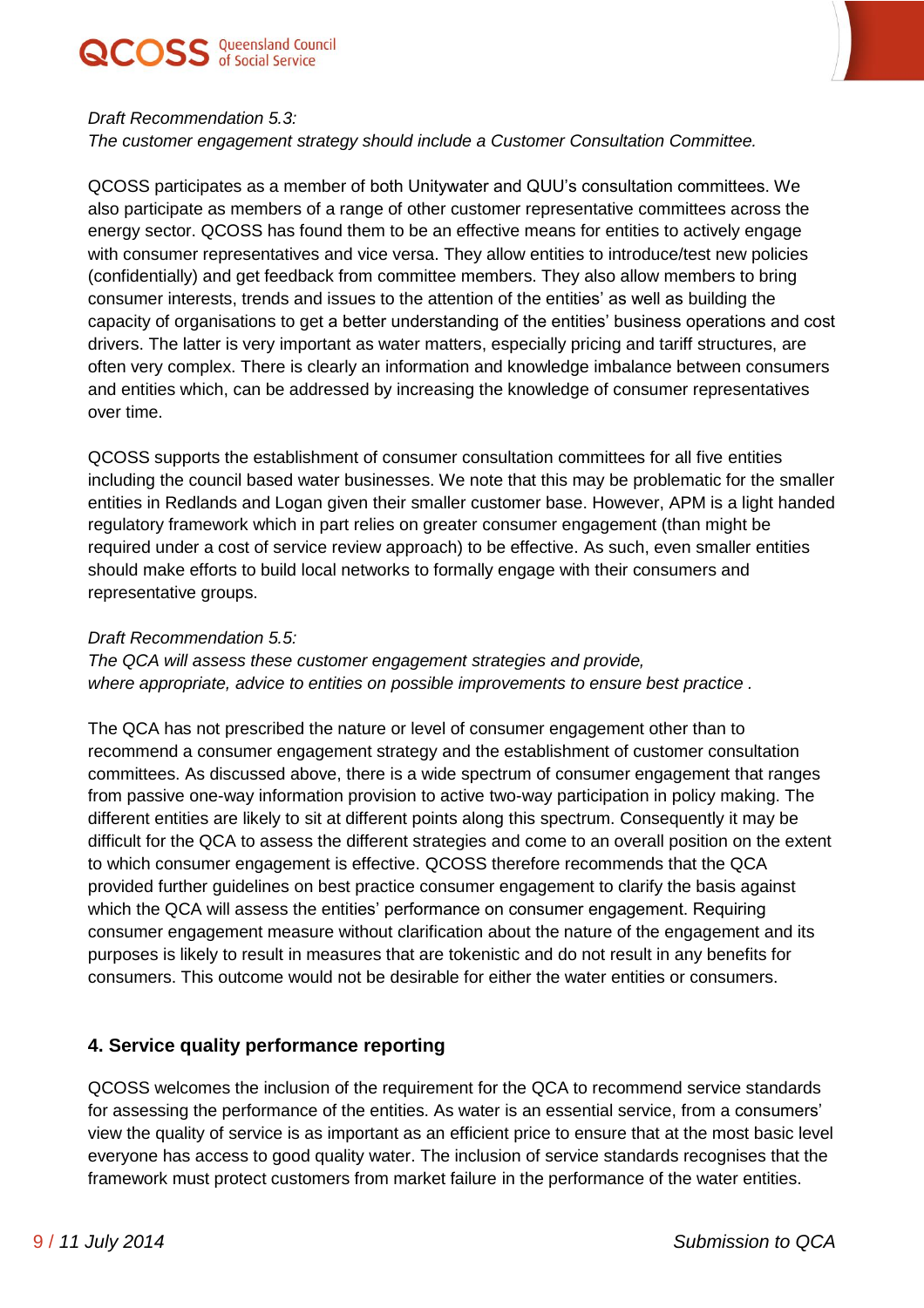*Draft Recommendation 5.3:*
*The customer engagement strategy should include a Customer Consultation Committee.*

QCOSS participates as a member of both Unitywater and QUU's consultation committees. We also participate as members of a range of other customer representative committees across the energy sector. QCOSS has found them to be an effective means for entities to actively engage with consumer representatives and vice versa. They allow entities to introduce/test new policies (confidentially) and get feedback from committee members. They also allow members to bring consumer interests, trends and issues to the attention of the entities' as well as building the capacity of organisations to get a better understanding of the entities' business operations and cost drivers. The latter is very important as water matters, especially pricing and tariff structures, are often very complex. There is clearly an information and knowledge imbalance between consumers and entities which, can be addressed by increasing the knowledge of consumer representatives over time.

QCOSS supports the establishment of consumer consultation committees for all five entities including the council based water businesses. We note that this may be problematic for the smaller entities in Redlands and Logan given their smaller customer base. However, APM is a light handed regulatory framework which in part relies on greater consumer engagement (than might be required under a cost of service review approach) to be effective. As such, even smaller entities should make efforts to build local networks to formally engage with their consumers and representative groups.

*Draft Recommendation 5.5:*
*The QCA will assess these customer engagement strategies and provide, where appropriate, advice to entities on possible improvements to ensure best practice .*

The QCA has not prescribed the nature or level of consumer engagement other than to recommend a consumer engagement strategy and the establishment of customer consultation committees. As discussed above, there is a wide spectrum of consumer engagement that ranges from passive one-way information provision to active two-way participation in policy making. The different entities are likely to sit at different points along this spectrum. Consequently it may be difficult for the QCA to assess the different strategies and come to an overall position on the extent to which consumer engagement is effective. QCOSS therefore recommends that the QCA provided further guidelines on best practice consumer engagement to clarify the basis against which the QCA will assess the entities' performance on consumer engagement. Requiring consumer engagement measure without clarification about the nature of the engagement and its purposes is likely to result in measures that are tokenistic and do not result in any benefits for consumers. This outcome would not be desirable for either the water entities or consumers.

## 4. Service quality performance reporting

QCOSS welcomes the inclusion of the requirement for the QCA to recommend service standards for assessing the performance of the entities. As water is an essential service, from a consumers' view the quality of service is as important as an efficient price to ensure that at the most basic level everyone has access to good quality water. The inclusion of service standards recognises that the framework must protect customers from market failure in the performance of the water entities.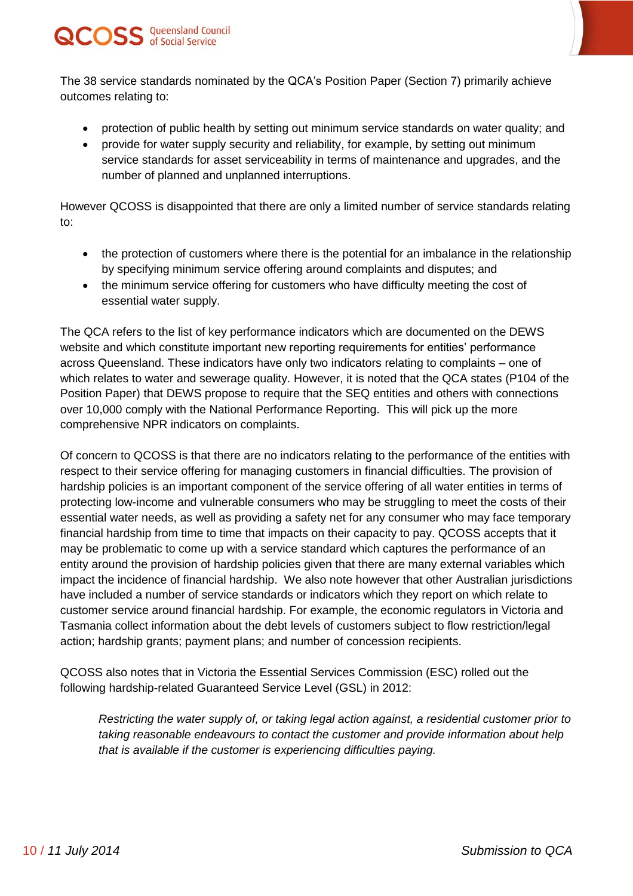The 38 service standards nominated by the QCA's Position Paper (Section 7) primarily achieve outcomes relating to:

- protection of public health by setting out minimum service standards on water quality; and
- provide for water supply security and reliability, for example, by setting out minimum service standards for asset serviceability in terms of maintenance and upgrades, and the number of planned and unplanned interruptions.

However QCOSS is disappointed that there are only a limited number of service standards relating to:

- the protection of customers where there is the potential for an imbalance in the relationship by specifying minimum service offering around complaints and disputes; and
- the minimum service offering for customers who have difficulty meeting the cost of essential water supply.

The QCA refers to the list of key performance indicators which are documented on the DEWS website and which constitute important new reporting requirements for entities' performance across Queensland. These indicators have only two indicators relating to complaints – one of which relates to water and sewerage quality. However, it is noted that the QCA states (P104 of the Position Paper) that DEWS propose to require that the SEQ entities and others with connections over 10,000 comply with the National Performance Reporting. This will pick up the more comprehensive NPR indicators on complaints.

Of concern to QCOSS is that there are no indicators relating to the performance of the entities with respect to their service offering for managing customers in financial difficulties. The provision of hardship policies is an important component of the service offering of all water entities in terms of protecting low-income and vulnerable consumers who may be struggling to meet the costs of their essential water needs, as well as providing a safety net for any consumer who may face temporary financial hardship from time to time that impacts on their capacity to pay. QCOSS accepts that it may be problematic to come up with a service standard which captures the performance of an entity around the provision of hardship policies given that there are many external variables which impact the incidence of financial hardship. We also note however that other Australian jurisdictions have included a number of service standards or indicators which they report on which relate to customer service around financial hardship. For example, the economic regulators in Victoria and Tasmania collect information about the debt levels of customers subject to flow restriction/legal action; hardship grants; payment plans; and number of concession recipients.

QCOSS also notes that in Victoria the Essential Services Commission (ESC) rolled out the following hardship-related Guaranteed Service Level (GSL) in 2012:

> *Restricting the water supply of, or taking legal action against, a residential customer prior to taking reasonable endeavours to contact the customer and provide information about help that is available if the customer is experiencing difficulties paying.*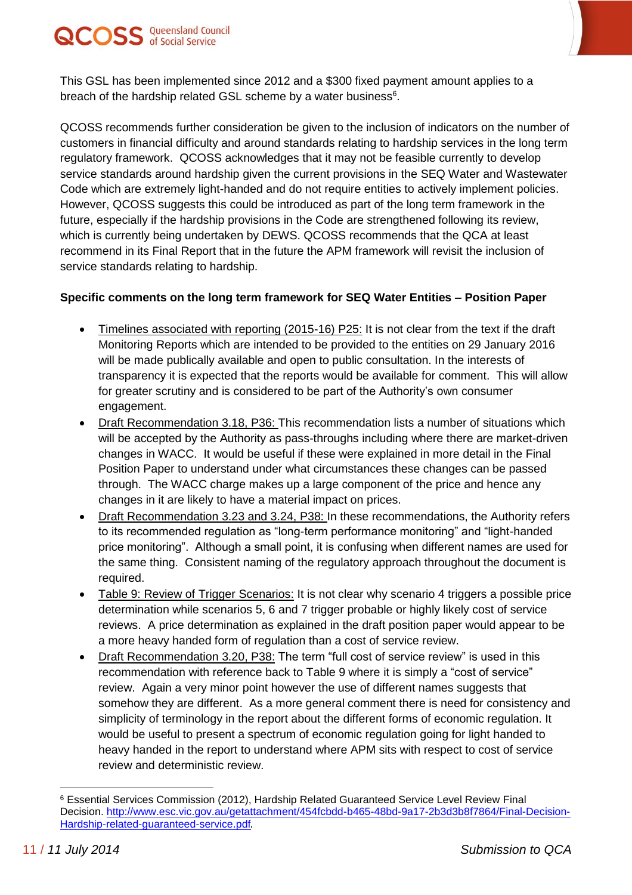This GSL has been implemented since 2012 and a $300 fixed payment amount applies to a breach of the hardship related GSL scheme by a water business[6].

QCOSS recommends further consideration be given to the inclusion of indicators on the number of customers in financial difficulty and around standards relating to hardship services in the long term regulatory framework. QCOSS acknowledges that it may not be feasible currently to develop service standards around hardship given the current provisions in the SEQ Water and Wastewater Code which are extremely light-handed and do not require entities to actively implement policies. However, QCOSS suggests this could be introduced as part of the long term framework in the future, especially if the hardship provisions in the Code are strengthened following its review, which is currently being undertaken by DEWS. QCOSS recommends that the QCA at least recommend in its Final Report that in the future the APM framework will revisit the inclusion of service standards relating to hardship.

**Specific comments on the long term framework for SEQ Water Entities – Position Paper**

- Timelines associated with reporting (2015-16) P25: It is not clear from the text if the draft Monitoring Reports which are intended to be provided to the entities on 29 January 2016 will be made publically available and open to public consultation. In the interests of transparency it is expected that the reports would be available for comment. This will allow for greater scrutiny and is considered to be part of the Authority's own consumer engagement.
- Draft Recommendation 3.18, P36: This recommendation lists a number of situations which will be accepted by the Authority as pass-throughs including where there are market-driven changes in WACC. It would be useful if these were explained in more detail in the Final Position Paper to understand under what circumstances these changes can be passed through. The WACC charge makes up a large component of the price and hence any changes in it are likely to have a material impact on prices.
- Draft Recommendation 3.23 and 3.24, P38: In these recommendations, the Authority refers to its recommended regulation as "long-term performance monitoring" and "light-handed price monitoring". Although a small point, it is confusing when different names are used for the same thing. Consistent naming of the regulatory approach throughout the document is required.
- Table 9: Review of Trigger Scenarios: It is not clear why scenario 4 triggers a possible price determination while scenarios 5, 6 and 7 trigger probable or highly likely cost of service reviews. A price determination as explained in the draft position paper would appear to be a more heavy handed form of regulation than a cost of service review.
- Draft Recommendation 3.20, P38: The term "full cost of service review" is used in this recommendation with reference back to Table 9 where it is simply a "cost of service" review. Again a very minor point however the use of different names suggests that somehow they are different. As a more general comment there is need for consistency and simplicity of terminology in the report about the different forms of economic regulation. It would be useful to present a spectrum of economic regulation going for light handed to heavy handed in the report to understand where APM sits with respect to cost of service review and deterministic review.

[6] Essential Services Commission (2012), Hardship Related Guaranteed Service Level Review Final Decision. http://www.esc.vic.gov.au/getattachment/454fcbdd-b465-48bd-9a17-2b3d3b8f7864/Final-Decision-Hardship-related-guaranteed-service.pdf.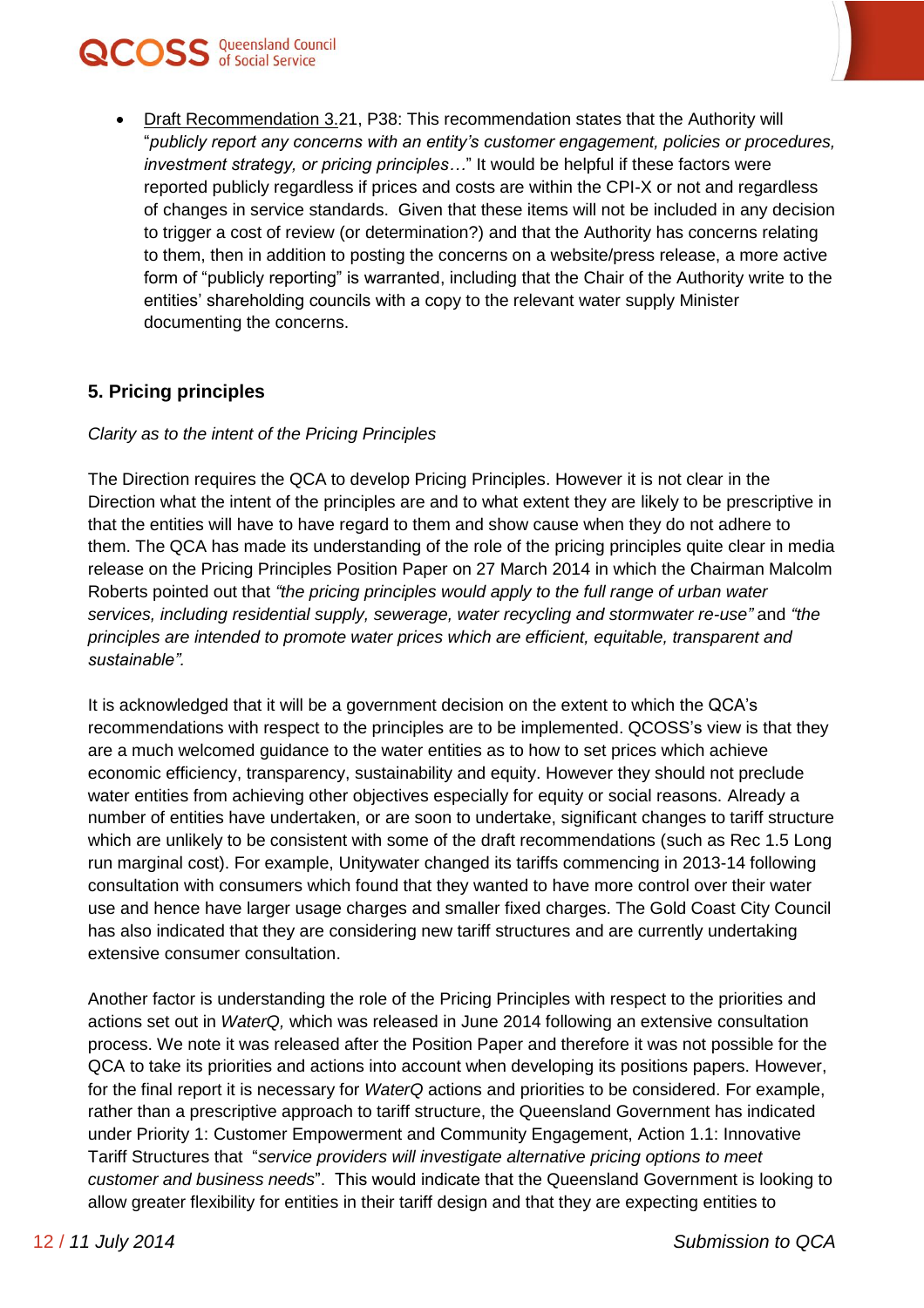- Draft Recommendation 3.21, P38: This recommendation states that the Authority will "*publicly report any concerns with an entity's customer engagement, policies or procedures, investment strategy, or pricing principles…*" It would be helpful if these factors were reported publicly regardless if prices and costs are within the CPI-X or not and regardless of changes in service standards. Given that these items will not be included in any decision to trigger a cost of review (or determination?) and that the Authority has concerns relating to them, then in addition to posting the concerns on a website/press release, a more active form of "publicly reporting" is warranted, including that the Chair of the Authority write to the entities' shareholding councils with a copy to the relevant water supply Minister documenting the concerns.

## 5. Pricing principles

*Clarity as to the intent of the Pricing Principles*

The Direction requires the QCA to develop Pricing Principles. However it is not clear in the Direction what the intent of the principles are and to what extent they are likely to be prescriptive in that the entities will have to have regard to them and show cause when they do not adhere to them. The QCA has made its understanding of the role of the pricing principles quite clear in media release on the Pricing Principles Position Paper on 27 March 2014 in which the Chairman Malcolm Roberts pointed out that *"the pricing principles would apply to the full range of urban water services, including residential supply, sewerage, water recycling and stormwater re-use"* and *"the principles are intended to promote water prices which are efficient, equitable, transparent and sustainable".*

It is acknowledged that it will be a government decision on the extent to which the QCA's recommendations with respect to the principles are to be implemented. QCOSS's view is that they are a much welcomed guidance to the water entities as to how to set prices which achieve economic efficiency, transparency, sustainability and equity. However they should not preclude water entities from achieving other objectives especially for equity or social reasons. Already a number of entities have undertaken, or are soon to undertake, significant changes to tariff structure which are unlikely to be consistent with some of the draft recommendations (such as Rec 1.5 Long run marginal cost). For example, Unitywater changed its tariffs commencing in 2013-14 following consultation with consumers which found that they wanted to have more control over their water use and hence have larger usage charges and smaller fixed charges. The Gold Coast City Council has also indicated that they are considering new tariff structures and are currently undertaking extensive consumer consultation.

Another factor is understanding the role of the Pricing Principles with respect to the priorities and actions set out in *WaterQ,* which was released in June 2014 following an extensive consultation process. We note it was released after the Position Paper and therefore it was not possible for the QCA to take its priorities and actions into account when developing its positions papers. However, for the final report it is necessary for *WaterQ* actions and priorities to be considered. For example, rather than a prescriptive approach to tariff structure, the Queensland Government has indicated under Priority 1: Customer Empowerment and Community Engagement, Action 1.1: Innovative Tariff Structures that "*service providers will investigate alternative pricing options to meet customer and business needs*". This would indicate that the Queensland Government is looking to allow greater flexibility for entities in their tariff design and that they are expecting entities to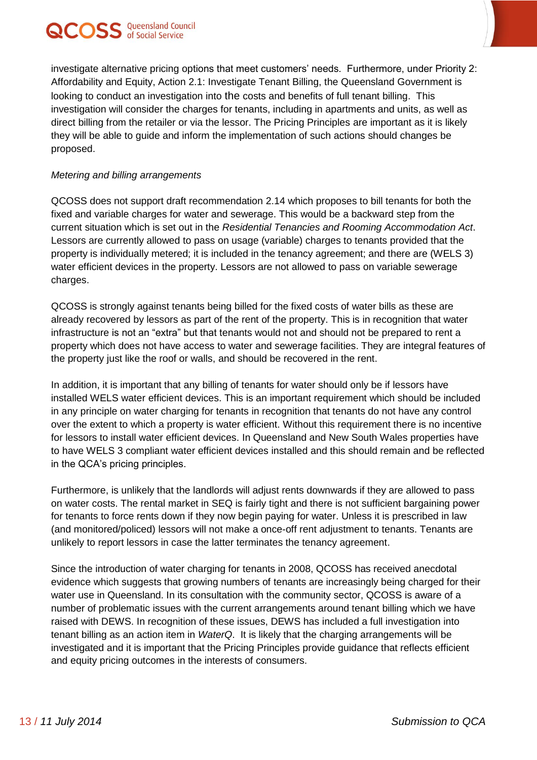investigate alternative pricing options that meet customers' needs. Furthermore, under Priority 2: Affordability and Equity, Action 2.1: Investigate Tenant Billing, the Queensland Government is looking to conduct an investigation into the costs and benefits of full tenant billing. This investigation will consider the charges for tenants, including in apartments and units, as well as direct billing from the retailer or via the lessor. The Pricing Principles are important as it is likely they will be able to guide and inform the implementation of such actions should changes be proposed.

*Metering and billing arrangements*

QCOSS does not support draft recommendation 2.14 which proposes to bill tenants for both the fixed and variable charges for water and sewerage. This would be a backward step from the current situation which is set out in the *Residential Tenancies and Rooming Accommodation Act*. Lessors are currently allowed to pass on usage (variable) charges to tenants provided that the property is individually metered; it is included in the tenancy agreement; and there are (WELS 3) water efficient devices in the property. Lessors are not allowed to pass on variable sewerage charges.

QCOSS is strongly against tenants being billed for the fixed costs of water bills as these are already recovered by lessors as part of the rent of the property. This is in recognition that water infrastructure is not an "extra" but that tenants would not and should not be prepared to rent a property which does not have access to water and sewerage facilities. They are integral features of the property just like the roof or walls, and should be recovered in the rent.

In addition, it is important that any billing of tenants for water should only be if lessors have installed WELS water efficient devices. This is an important requirement which should be included in any principle on water charging for tenants in recognition that tenants do not have any control over the extent to which a property is water efficient. Without this requirement there is no incentive for lessors to install water efficient devices. In Queensland and New South Wales properties have to have WELS 3 compliant water efficient devices installed and this should remain and be reflected in the QCA's pricing principles.

Furthermore, is unlikely that the landlords will adjust rents downwards if they are allowed to pass on water costs. The rental market in SEQ is fairly tight and there is not sufficient bargaining power for tenants to force rents down if they now begin paying for water. Unless it is prescribed in law (and monitored/policed) lessors will not make a once-off rent adjustment to tenants. Tenants are unlikely to report lessors in case the latter terminates the tenancy agreement.

Since the introduction of water charging for tenants in 2008, QCOSS has received anecdotal evidence which suggests that growing numbers of tenants are increasingly being charged for their water use in Queensland. In its consultation with the community sector, QCOSS is aware of a number of problematic issues with the current arrangements around tenant billing which we have raised with DEWS. In recognition of these issues, DEWS has included a full investigation into tenant billing as an action item in *WaterQ*. It is likely that the charging arrangements will be investigated and it is important that the Pricing Principles provide guidance that reflects efficient and equity pricing outcomes in the interests of consumers.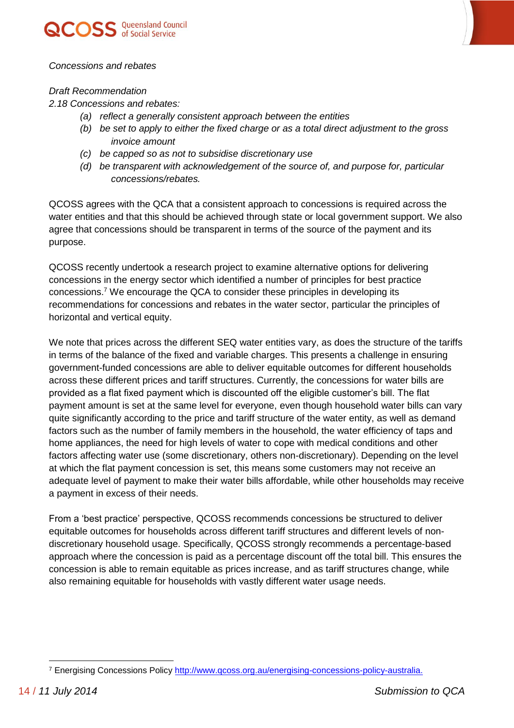*Concessions and rebates*

*Draft Recommendation*

*2.18 Concessions and rebates:*

- *(a) reflect a generally consistent approach between the entities*
- *(b) be set to apply to either the fixed charge or as a total direct adjustment to the gross invoice amount*
- *(c) be capped so as not to subsidise discretionary use*
- *(d) be transparent with acknowledgement of the source of, and purpose for, particular concessions/rebates.*

QCOSS agrees with the QCA that a consistent approach to concessions is required across the water entities and that this should be achieved through state or local government support. We also agree that concessions should be transparent in terms of the source of the payment and its purpose.

QCOSS recently undertook a research project to examine alternative options for delivering concessions in the energy sector which identified a number of principles for best practice concessions.[7] We encourage the QCA to consider these principles in developing its recommendations for concessions and rebates in the water sector, particular the principles of horizontal and vertical equity.

We note that prices across the different SEQ water entities vary, as does the structure of the tariffs in terms of the balance of the fixed and variable charges. This presents a challenge in ensuring government-funded concessions are able to deliver equitable outcomes for different households across these different prices and tariff structures. Currently, the concessions for water bills are provided as a flat fixed payment which is discounted off the eligible customer's bill. The flat payment amount is set at the same level for everyone, even though household water bills can vary quite significantly according to the price and tariff structure of the water entity, as well as demand factors such as the number of family members in the household, the water efficiency of taps and home appliances, the need for high levels of water to cope with medical conditions and other factors affecting water use (some discretionary, others non-discretionary). Depending on the level at which the flat payment concession is set, this means some customers may not receive an adequate level of payment to make their water bills affordable, while other households may receive a payment in excess of their needs.

From a 'best practice' perspective, QCOSS recommends concessions be structured to deliver equitable outcomes for households across different tariff structures and different levels of non-discretionary household usage. Specifically, QCOSS strongly recommends a percentage-based approach where the concession is paid as a percentage discount off the total bill. This ensures the concession is able to remain equitable as prices increase, and as tariff structures change, while also remaining equitable for households with vastly different water usage needs.

[7] Energising Concessions Policy http://www.qcoss.org.au/energising-concessions-policy-australia.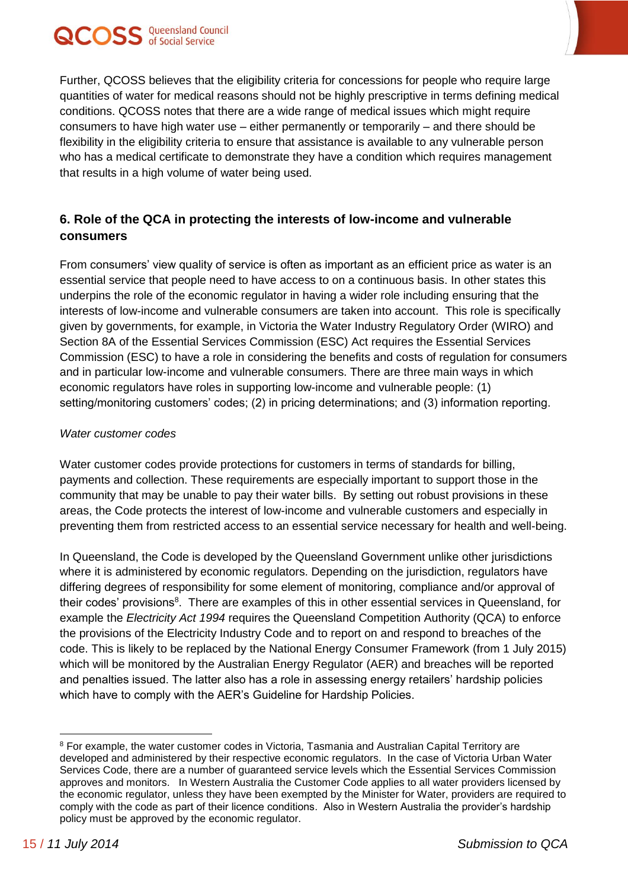Further, QCOSS believes that the eligibility criteria for concessions for people who require large quantities of water for medical reasons should not be highly prescriptive in terms defining medical conditions. QCOSS notes that there are a wide range of medical issues which might require consumers to have high water use – either permanently or temporarily – and there should be flexibility in the eligibility criteria to ensure that assistance is available to any vulnerable person who has a medical certificate to demonstrate they have a condition which requires management that results in a high volume of water being used.

## 6. Role of the QCA in protecting the interests of low-income and vulnerable consumers

From consumers' view quality of service is often as important as an efficient price as water is an essential service that people need to have access to on a continuous basis. In other states this underpins the role of the economic regulator in having a wider role including ensuring that the interests of low-income and vulnerable consumers are taken into account. This role is specifically given by governments, for example, in Victoria the Water Industry Regulatory Order (WIRO) and Section 8A of the Essential Services Commission (ESC) Act requires the Essential Services Commission (ESC) to have a role in considering the benefits and costs of regulation for consumers and in particular low-income and vulnerable consumers. There are three main ways in which economic regulators have roles in supporting low-income and vulnerable people: (1) setting/monitoring customers' codes; (2) in pricing determinations; and (3) information reporting.

*Water customer codes*

Water customer codes provide protections for customers in terms of standards for billing, payments and collection. These requirements are especially important to support those in the community that may be unable to pay their water bills. By setting out robust provisions in these areas, the Code protects the interest of low-income and vulnerable customers and especially in preventing them from restricted access to an essential service necessary for health and well-being.

In Queensland, the Code is developed by the Queensland Government unlike other jurisdictions where it is administered by economic regulators. Depending on the jurisdiction, regulators have differing degrees of responsibility for some element of monitoring, compliance and/or approval of their codes' provisions[8]. There are examples of this in other essential services in Queensland, for example the *Electricity Act 1994* requires the Queensland Competition Authority (QCA) to enforce the provisions of the Electricity Industry Code and to report on and respond to breaches of the code. This is likely to be replaced by the National Energy Consumer Framework (from 1 July 2015) which will be monitored by the Australian Energy Regulator (AER) and breaches will be reported and penalties issued. The latter also has a role in assessing energy retailers' hardship policies which have to comply with the AER's Guideline for Hardship Policies.

---

[8] For example, the water customer codes in Victoria, Tasmania and Australian Capital Territory are developed and administered by their respective economic regulators. In the case of Victoria Urban Water Services Code, there are a number of guaranteed service levels which the Essential Services Commission approves and monitors. In Western Australia the Customer Code applies to all water providers licensed by the economic regulator, unless they have been exempted by the Minister for Water, providers are required to comply with the code as part of their licence conditions. Also in Western Australia the provider's hardship policy must be approved by the economic regulator.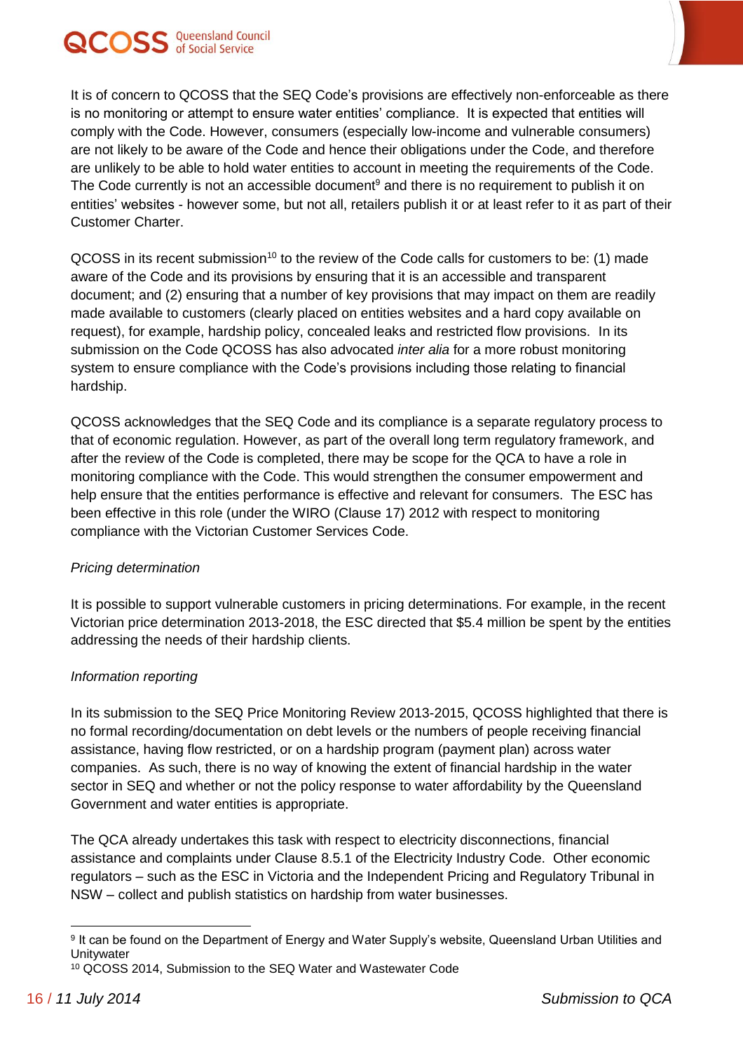It is of concern to QCOSS that the SEQ Code's provisions are effectively non-enforceable as there is no monitoring or attempt to ensure water entities' compliance. It is expected that entities will comply with the Code. However, consumers (especially low-income and vulnerable consumers) are not likely to be aware of the Code and hence their obligations under the Code, and therefore are unlikely to be able to hold water entities to account in meeting the requirements of the Code. The Code currently is not an accessible document[9] and there is no requirement to publish it on entities' websites - however some, but not all, retailers publish it or at least refer to it as part of their Customer Charter.

QCOSS in its recent submission[10] to the review of the Code calls for customers to be: (1) made aware of the Code and its provisions by ensuring that it is an accessible and transparent document; and (2) ensuring that a number of key provisions that may impact on them are readily made available to customers (clearly placed on entities websites and a hard copy available on request), for example, hardship policy, concealed leaks and restricted flow provisions. In its submission on the Code QCOSS has also advocated *inter alia* for a more robust monitoring system to ensure compliance with the Code's provisions including those relating to financial hardship.

QCOSS acknowledges that the SEQ Code and its compliance is a separate regulatory process to that of economic regulation. However, as part of the overall long term regulatory framework, and after the review of the Code is completed, there may be scope for the QCA to have a role in monitoring compliance with the Code. This would strengthen the consumer empowerment and help ensure that the entities performance is effective and relevant for consumers. The ESC has been effective in this role (under the WIRO (Clause 17) 2012 with respect to monitoring compliance with the Victorian Customer Services Code.

*Pricing determination*

It is possible to support vulnerable customers in pricing determinations. For example, in the recent Victorian price determination 2013-2018, the ESC directed that $5.4 million be spent by the entities addressing the needs of their hardship clients.

*Information reporting*

In its submission to the SEQ Price Monitoring Review 2013-2015, QCOSS highlighted that there is no formal recording/documentation on debt levels or the numbers of people receiving financial assistance, having flow restricted, or on a hardship program (payment plan) across water companies. As such, there is no way of knowing the extent of financial hardship in the water sector in SEQ and whether or not the policy response to water affordability by the Queensland Government and water entities is appropriate.

The QCA already undertakes this task with respect to electricity disconnections, financial assistance and complaints under Clause 8.5.1 of the Electricity Industry Code. Other economic regulators – such as the ESC in Victoria and the Independent Pricing and Regulatory Tribunal in NSW – collect and publish statistics on hardship from water businesses.

---

[9] It can be found on the Department of Energy and Water Supply's website, Queensland Urban Utilities and Unitywater

[10] QCOSS 2014, Submission to the SEQ Water and Wastewater Code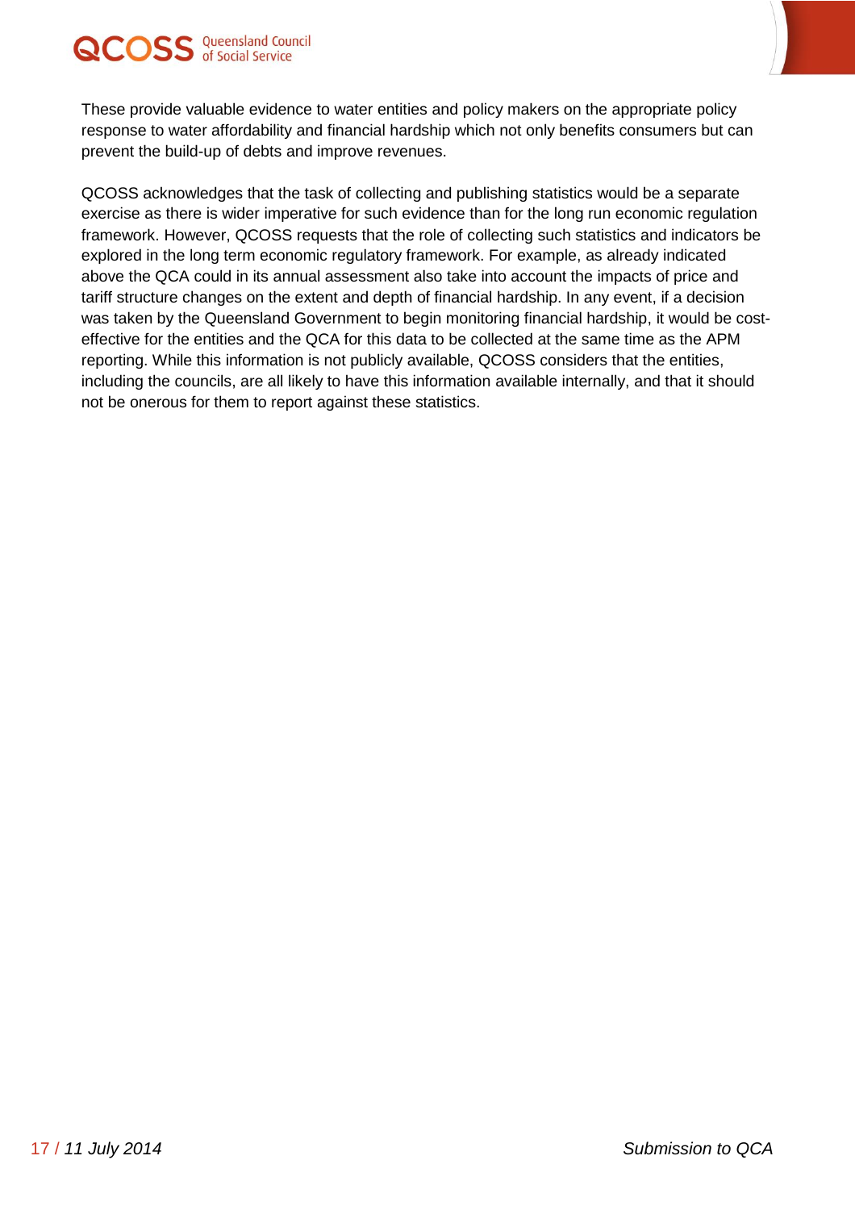These provide valuable evidence to water entities and policy makers on the appropriate policy response to water affordability and financial hardship which not only benefits consumers but can prevent the build-up of debts and improve revenues.

QCOSS acknowledges that the task of collecting and publishing statistics would be a separate exercise as there is wider imperative for such evidence than for the long run economic regulation framework. However, QCOSS requests that the role of collecting such statistics and indicators be explored in the long term economic regulatory framework. For example, as already indicated above the QCA could in its annual assessment also take into account the impacts of price and tariff structure changes on the extent and depth of financial hardship. In any event, if a decision was taken by the Queensland Government to begin monitoring financial hardship, it would be cost-effective for the entities and the QCA for this data to be collected at the same time as the APM reporting. While this information is not publicly available, QCOSS considers that the entities, including the councils, are all likely to have this information available internally, and that it should not be onerous for them to report against these statistics.